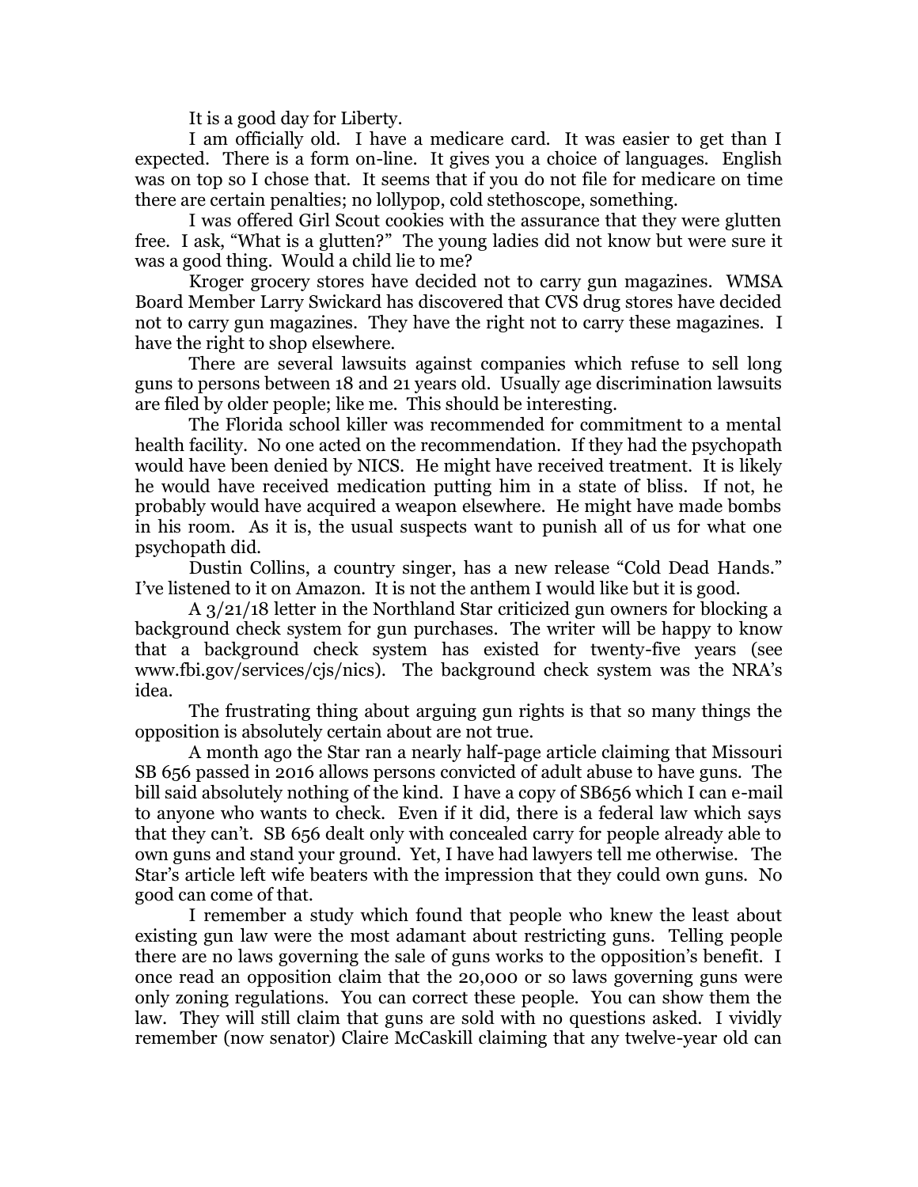It is a good day for Liberty.

I am officially old. I have a medicare card. It was easier to get than I expected. There is a form on-line. It gives you a choice of languages. English was on top so I chose that. It seems that if you do not file for medicare on time there are certain penalties; no lollypop, cold stethoscope, something.

I was offered Girl Scout cookies with the assurance that they were glutten free. I ask, "What is a glutten?" The young ladies did not know but were sure it was a good thing. Would a child lie to me?

Kroger grocery stores have decided not to carry gun magazines. WMSA Board Member Larry Swickard has discovered that CVS drug stores have decided not to carry gun magazines. They have the right not to carry these magazines. I have the right to shop elsewhere.

There are several lawsuits against companies which refuse to sell long guns to persons between 18 and 21 years old. Usually age discrimination lawsuits are filed by older people; like me. This should be interesting.

The Florida school killer was recommended for commitment to a mental health facility. No one acted on the recommendation. If they had the psychopath would have been denied by NICS. He might have received treatment. It is likely he would have received medication putting him in a state of bliss. If not, he probably would have acquired a weapon elsewhere. He might have made bombs in his room. As it is, the usual suspects want to punish all of us for what one psychopath did.

Dustin Collins, a country singer, has a new release "Cold Dead Hands." I've listened to it on Amazon. It is not the anthem I would like but it is good.

A 3/21/18 letter in the Northland Star criticized gun owners for blocking a background check system for gun purchases. The writer will be happy to know that a background check system has existed for twenty-five years (see www.fbi.gov/services/cjs/nics). The background check system was the NRA's idea.

The frustrating thing about arguing gun rights is that so many things the opposition is absolutely certain about are not true.

A month ago the Star ran a nearly half-page article claiming that Missouri SB 656 passed in 2016 allows persons convicted of adult abuse to have guns. The bill said absolutely nothing of the kind. I have a copy of SB656 which I can e-mail to anyone who wants to check. Even if it did, there is a federal law which says that they can't. SB 656 dealt only with concealed carry for people already able to own guns and stand your ground. Yet, I have had lawyers tell me otherwise. The Star's article left wife beaters with the impression that they could own guns. No good can come of that.

I remember a study which found that people who knew the least about existing gun law were the most adamant about restricting guns. Telling people there are no laws governing the sale of guns works to the opposition's benefit. I once read an opposition claim that the 20,000 or so laws governing guns were only zoning regulations. You can correct these people. You can show them the law. They will still claim that guns are sold with no questions asked. I vividly remember (now senator) Claire McCaskill claiming that any twelve-year old can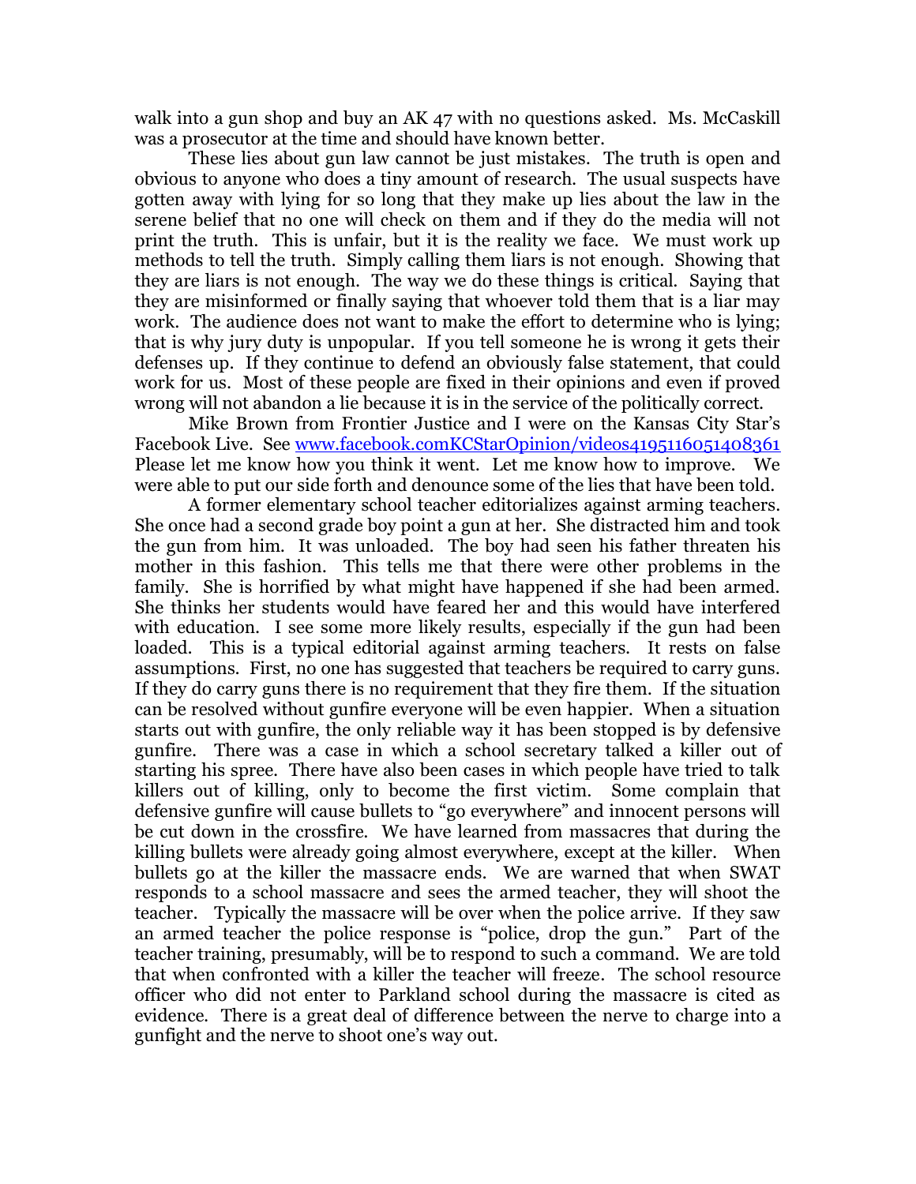walk into a gun shop and buy an AK 47 with no questions asked. Ms. McCaskill was a prosecutor at the time and should have known better.

These lies about gun law cannot be just mistakes. The truth is open and obvious to anyone who does a tiny amount of research. The usual suspects have gotten away with lying for so long that they make up lies about the law in the serene belief that no one will check on them and if they do the media will not print the truth. This is unfair, but it is the reality we face. We must work up methods to tell the truth. Simply calling them liars is not enough. Showing that they are liars is not enough. The way we do these things is critical. Saying that they are misinformed or finally saying that whoever told them that is a liar may work. The audience does not want to make the effort to determine who is lying; that is why jury duty is unpopular. If you tell someone he is wrong it gets their defenses up. If they continue to defend an obviously false statement, that could work for us. Most of these people are fixed in their opinions and even if proved wrong will not abandon a lie because it is in the service of the politically correct.

Mike Brown from Frontier Justice and I were on the Kansas City Star's Facebook Live. See [www.facebook.comKCStarOpinion/videos4195116051408361](www.facebook.comKCStarOpinion/videos4195116051408361) Please let me know how you think it went. Let me know how to improve. We were able to put our side forth and denounce some of the lies that have been told.

A former elementary school teacher editorializes against arming teachers. She once had a second grade boy point a gun at her. She distracted him and took the gun from him. It was unloaded. The boy had seen his father threaten his mother in this fashion. This tells me that there were other problems in the family. She is horrified by what might have happened if she had been armed. She thinks her students would have feared her and this would have interfered with education. I see some more likely results, especially if the gun had been loaded. This is a typical editorial against arming teachers. It rests on false assumptions. First, no one has suggested that teachers be required to carry guns. If they do carry guns there is no requirement that they fire them. If the situation can be resolved without gunfire everyone will be even happier. When a situation starts out with gunfire, the only reliable way it has been stopped is by defensive gunfire. There was a case in which a school secretary talked a killer out of starting his spree. There have also been cases in which people have tried to talk killers out of killing, only to become the first victim. Some complain that defensive gunfire will cause bullets to "go everywhere" and innocent persons will be cut down in the crossfire. We have learned from massacres that during the killing bullets were already going almost everywhere, except at the killer. When bullets go at the killer the massacre ends. We are warned that when SWAT responds to a school massacre and sees the armed teacher, they will shoot the teacher. Typically the massacre will be over when the police arrive. If they saw an armed teacher the police response is "police, drop the gun." Part of the teacher training, presumably, will be to respond to such a command. We are told that when confronted with a killer the teacher will freeze. The school resource officer who did not enter to Parkland school during the massacre is cited as evidence. There is a great deal of difference between the nerve to charge into a gunfight and the nerve to shoot one's way out.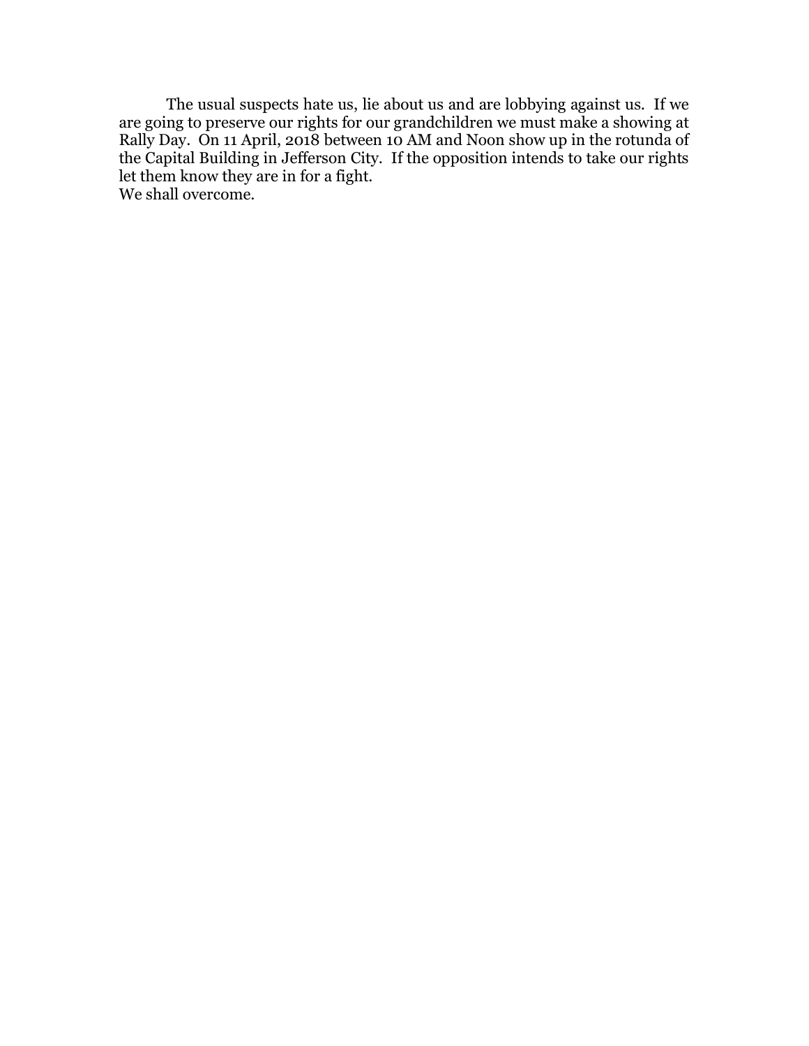The usual suspects hate us, lie about us and are lobbying against us. If we are going to preserve our rights for our grandchildren we must make a showing at Rally Day. On 11 April, 2018 between 10 AM and Noon show up in the rotunda of the Capital Building in Jefferson City. If the opposition intends to take our rights let them know they are in for a fight.

We shall overcome.